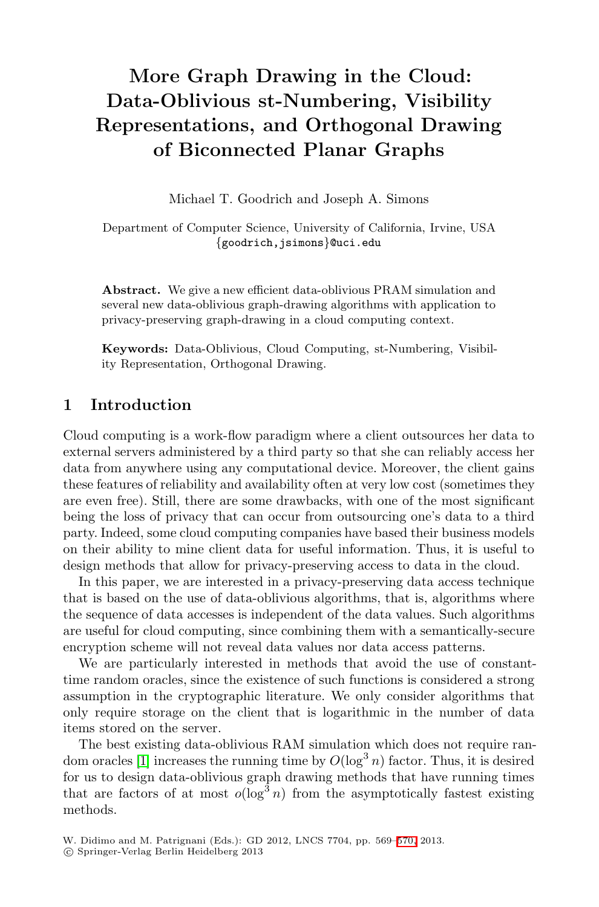# More Graph Drawing in the Cloud: Data-Oblivious st-Numbering, Visibility Representations, and Orthogonal Drawing of Biconnected Planar Graphs

Michael T. Goodrich and Joseph A. Simons

Department of Computer Science, University of California, Irvine, USA
{goodrich,jsimons}@uci.edu

**Abstract.** We give a new efficient data-oblivious PRAM simulation and several new data-oblivious graph-drawing algorithms with application to privacy-preserving graph-drawing in a cloud computing context.

**Keywords:** Data-Oblivious, Cloud Computing, st-Numbering, Visibility Representation, Orthogonal Drawing.

## 1 Introduction

Cloud computing is a work-flow paradigm where a client outsources her data to external servers administered by a third party so that she can reliably access her data from anywhere using any computational device. Moreover, the client gains these features of reliability and availability often at very low cost (sometimes they are even free). Still, there are some drawbacks, with one of the most significant being the loss of privacy that can occur from outsourcing one's data to a third party. Indeed, some cloud computing companies have based their business models on their ability to mine client data for useful information. Thus, it is useful to design methods that allow for privacy-preserving access to data in the cloud.

In this paper, we are interested in a privacy-preserving data access technique that is based on the use of data-oblivious algorithms, that is, algorithms where the sequence of data accesses is independent of the data values. Such algorithms are useful for cloud computing, since combining them with a semantically-secure encryption scheme will not reveal data values nor data access patterns.

We are particularly interested in methods that avoid the use of constant-time random oracles, since the existence of such functions is considered a strong assumption in the cryptographic literature. We only consider algorithms that only require storage on the client that is logarithmic in the number of data items stored on the server.

The best existing data-oblivious RAM simulation which does not require random oracles [1] increases the running time by $O(\log^3 n)$ factor. Thus, it is desired for us to design data-oblivious graph drawing methods that have running times that are factors of at most $o(\log^3 n)$ from the asymptotically fastest existing methods.

W. Didimo and M. Patrignani (Eds.): GD 2012, LNCS 7704, pp. 569–570, 2013.
© Springer-Verlag Berlin Heidelberg 2013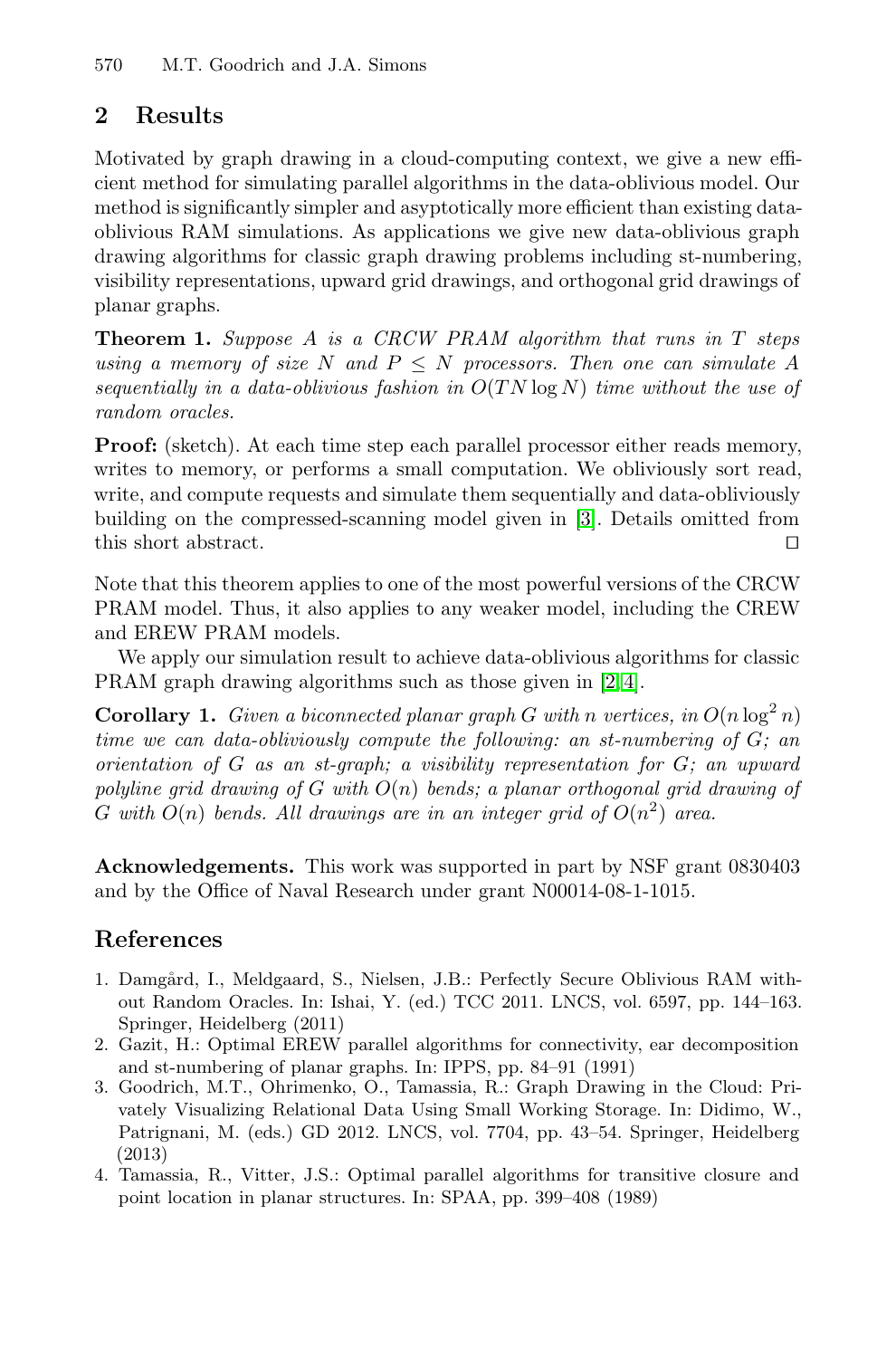## 2 Results

Motivated by graph drawing in a cloud-computing context, we give a new efficient method for simulating parallel algorithms in the data-oblivious model. Our method is significantly simpler and asyptotically more efficient than existing data-oblivious RAM simulations. As applications we give new data-oblivious graph drawing algorithms for classic graph drawing problems including st-numbering, visibility representations, upward grid drawings, and orthogonal grid drawings of planar graphs.

**Theorem 1.** *Suppose $A$ is a CRCW PRAM algorithm that runs in $T$ steps using a memory of size $N$ and $P \leq N$ processors. Then one can simulate $A$ sequentially in a data-oblivious fashion in $O(TN \log N)$ time without the use of random oracles.*

**Proof:** (sketch). At each time step each parallel processor either reads memory, writes to memory, or performs a small computation. We obliviously sort read, write, and compute requests and simulate them sequentially and data-obliviously building on the compressed-scanning model given in [3]. Details omitted from this short abstract. ◻

Note that this theorem applies to one of the most powerful versions of the CRCW PRAM model. Thus, it also applies to any weaker model, including the CREW and EREW PRAM models.

We apply our simulation result to achieve data-oblivious algorithms for classic PRAM graph drawing algorithms such as those given in [2,4].

**Corollary 1.** *Given a biconnected planar graph $G$ with $n$ vertices, in $O(n \log^2 n)$ time we can data-obliviously compute the following: an st-numbering of $G$; an orientation of $G$ as an st-graph; a visibility representation for $G$; an upward polyline grid drawing of $G$ with $O(n)$ bends; a planar orthogonal grid drawing of $G$ with $O(n)$ bends. All drawings are in an integer grid of $O(n^2)$ area.*

**Acknowledgements.** This work was supported in part by NSF grant 0830403 and by the Office of Naval Research under grant N00014-08-1-1015.

## References

1. Damgård, I., Meldgaard, S., Nielsen, J.B.: Perfectly Secure Oblivious RAM without Random Oracles. In: Ishai, Y. (ed.) TCC 2011. LNCS, vol. 6597, pp. 144–163. Springer, Heidelberg (2011)
2. Gazit, H.: Optimal EREW parallel algorithms for connectivity, ear decomposition and st-numbering of planar graphs. In: IPPS, pp. 84–91 (1991)
3. Goodrich, M.T., Ohrimenko, O., Tamassia, R.: Graph Drawing in the Cloud: Privately Visualizing Relational Data Using Small Working Storage. In: Didimo, W., Patrignani, M. (eds.) GD 2012. LNCS, vol. 7704, pp. 43–54. Springer, Heidelberg (2013)
4. Tamassia, R., Vitter, J.S.: Optimal parallel algorithms for transitive closure and point location in planar structures. In: SPAA, pp. 399–408 (1989)